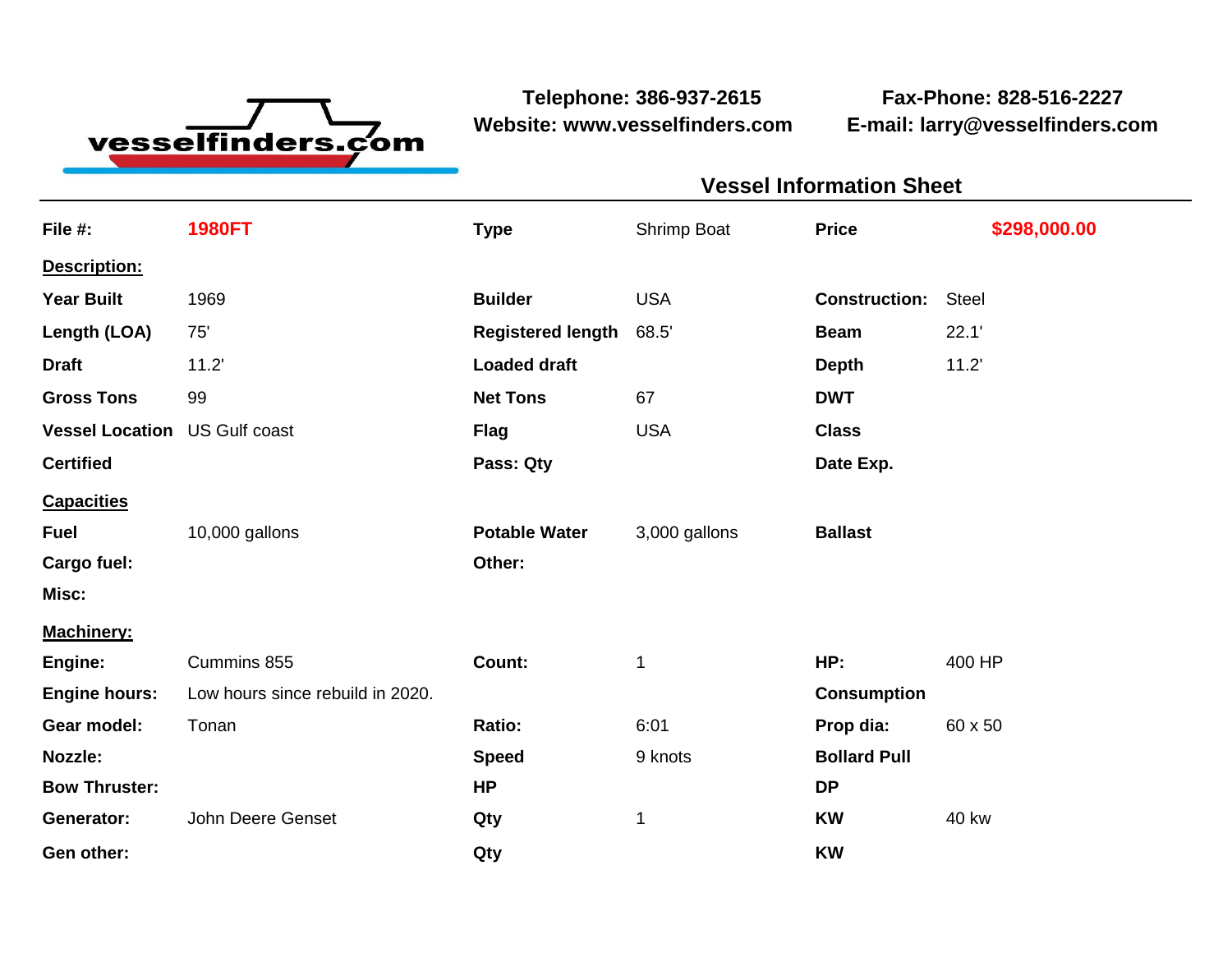vesselfinders.com

**Telephone: 386-937-2615**
**Website: www.vesselfinders.com**

**Fax-Phone: 828-516-2227**
**E-mail: larry@vesselfinders.com**

## Vessel Information Sheet

| **File #:** | **1980FT** | **Type** | Shrimp Boat | **Price** | **$298,000.00** |
|---|---|---|---|---|---|

**Description:**

| | | | | | |
|---|---|---|---|---|---|
| **Year Built** | 1969 | **Builder** | USA | **Construction:** | Steel |
| **Length (LOA)** | 75' | **Registered length** | 68.5' | **Beam** | 22.1' |
| **Draft** | 11.2' | **Loaded draft** | | **Depth** | 11.2' |
| **Gross Tons** | 99 | **Net Tons** | 67 | **DWT** | |
| **Vessel Location** | US Gulf coast | **Flag** | USA | **Class** | |
| **Certified** | | **Pass: Qty** | | **Date Exp.** | |

**Capacities**

| | | | | | |
|---|---|---|---|---|---|
| **Fuel** | 10,000 gallons | **Potable Water** | 3,000 gallons | **Ballast** | |
| **Cargo fuel:** | | **Other:** | | | |
| **Misc:** | | | | | |

**Machinery:**

| | | | | | |
|---|---|---|---|---|---|
| **Engine:** | Cummins 855 | **Count:** | 1 | **HP:** | 400 HP |
| **Engine hours:** | Low hours since rebuild in 2020. | | | **Consumption** | |
| **Gear model:** | Tonan | **Ratio:** | 6:01 | **Prop dia:** | 60 x 50 |
| **Nozzle:** | | **Speed** | 9 knots | **Bollard Pull** | |
| **Bow Thruster:** | | **HP** | | **DP** | |
| **Generator:** | John Deere Genset | **Qty** | 1 | **KW** | 40 kw |
| **Gen other:** | | **Qty** | | **KW** | |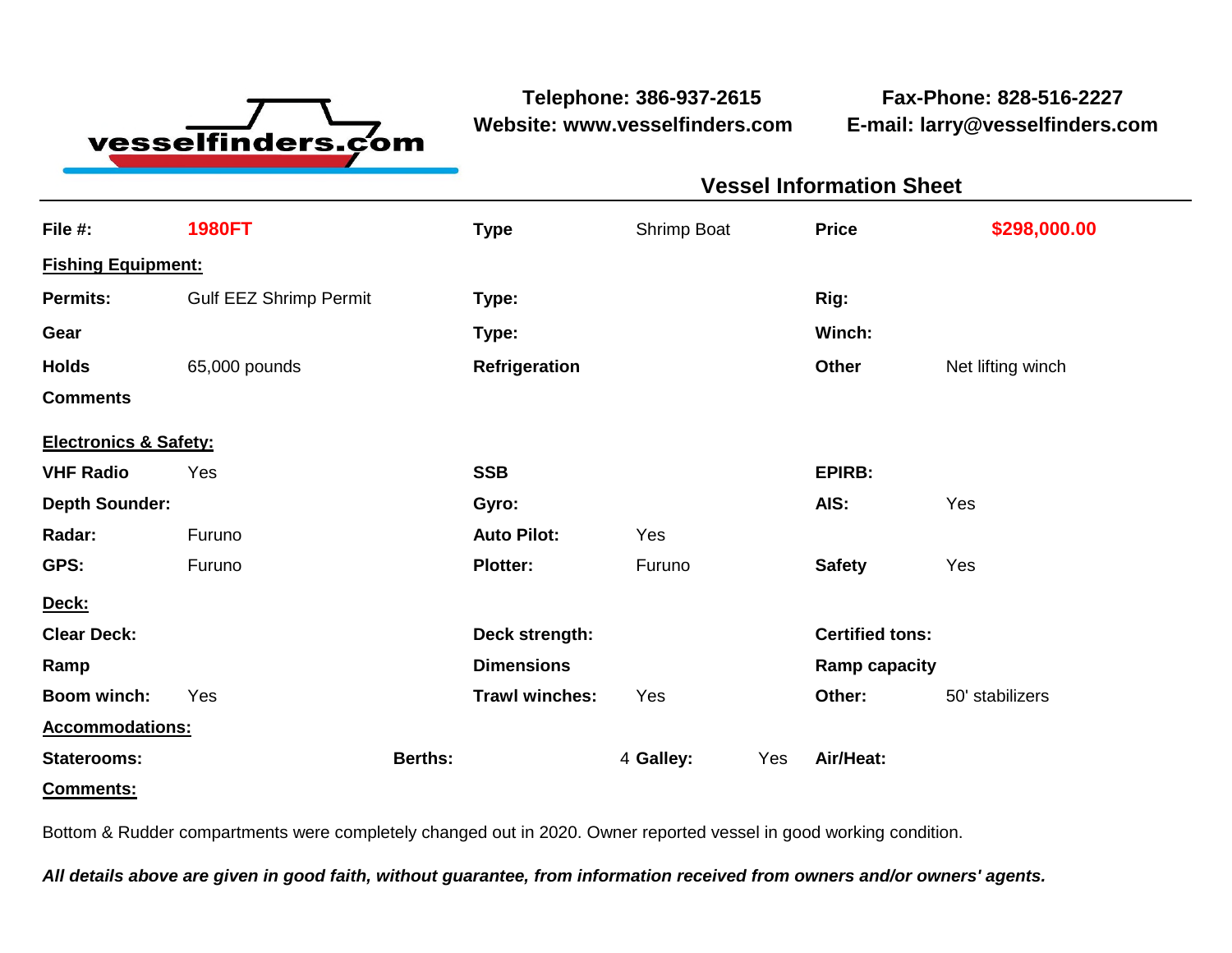**vesselfinders.com**

**Telephone: 386-937-2615**
**Website: www.vesselfinders.com**

**Fax-Phone: 828-516-2227**
**E-mail: larry@vesselfinders.com**

## Vessel Information Sheet

| | | | | | |
|---|---|---|---|---|---|
| **File #:** | **1980FT** | **Type** | Shrimp Boat | **Price** | **$298,000.00** |

**Fishing Equipment:**

| | | | | | |
|---|---|---|---|---|---|
| **Permits:** | Gulf EEZ Shrimp Permit | **Type:** | | **Rig:** | |
| **Gear** | | **Type:** | | **Winch:** | |
| **Holds** | 65,000 pounds | **Refrigeration** | | **Other** | Net lifting winch |
| **Comments** | | | | | |

**Electronics & Safety:**

| | | | | | |
|---|---|---|---|---|---|
| **VHF Radio** | Yes | **SSB** | | **EPIRB:** | |
| **Depth Sounder:** | | **Gyro:** | | **AIS:** | Yes |
| **Radar:** | Furuno | **Auto Pilot:** | Yes | | |
| **GPS:** | Furuno | **Plotter:** | Furuno | **Safety** | Yes |

**Deck:**

| | | | | | |
|---|---|---|---|---|---|
| **Clear Deck:** | | **Deck strength:** | | **Certified tons:** | |
| **Ramp** | | **Dimensions** | | **Ramp capacity** | |
| **Boom winch:** | Yes | **Trawl winches:** | Yes | **Other:** | 50' stabilizers |

**Accommodations:**

| | | | | | | |
|---|---|---|---|---|---|---|
| **Staterooms:** | **Berths:** | 4 | **Galley:** | Yes | **Air/Heat:** | |

**Comments:**

Bottom & Rudder compartments were completely changed out in 2020. Owner reported vessel in good working condition.

***All details above are given in good faith, without guarantee, from information received from owners and/or owners' agents.***